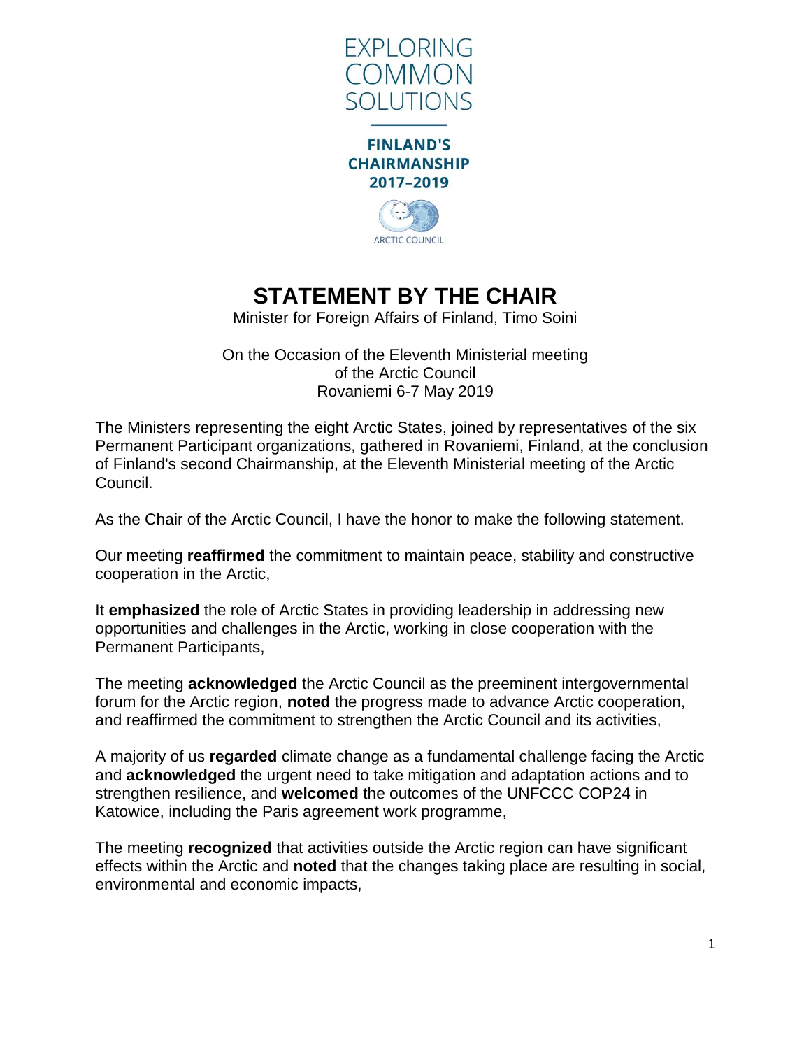EXPLORING COMMON SOLUTIONS

**FINLAND'S CHAIRMANSHIP 2017–2019**

ARCTIC COUNCIL

# STATEMENT BY THE CHAIR

Minister for Foreign Affairs of Finland, Timo Soini

On the Occasion of the Eleventh Ministerial meeting of the Arctic Council
Rovaniemi 6-7 May 2019

The Ministers representing the eight Arctic States, joined by representatives of the six Permanent Participant organizations, gathered in Rovaniemi, Finland, at the conclusion of Finland's second Chairmanship, at the Eleventh Ministerial meeting of the Arctic Council.

As the Chair of the Arctic Council, I have the honor to make the following statement.

Our meeting **reaffirmed** the commitment to maintain peace, stability and constructive cooperation in the Arctic,

It **emphasized** the role of Arctic States in providing leadership in addressing new opportunities and challenges in the Arctic, working in close cooperation with the Permanent Participants,

The meeting **acknowledged** the Arctic Council as the preeminent intergovernmental forum for the Arctic region, **noted** the progress made to advance Arctic cooperation, and reaffirmed the commitment to strengthen the Arctic Council and its activities,

A majority of us **regarded** climate change as a fundamental challenge facing the Arctic and **acknowledged** the urgent need to take mitigation and adaptation actions and to strengthen resilience, and **welcomed** the outcomes of the UNFCCC COP24 in Katowice, including the Paris agreement work programme,

The meeting **recognized** that activities outside the Arctic region can have significant effects within the Arctic and **noted** that the changes taking place are resulting in social, environmental and economic impacts,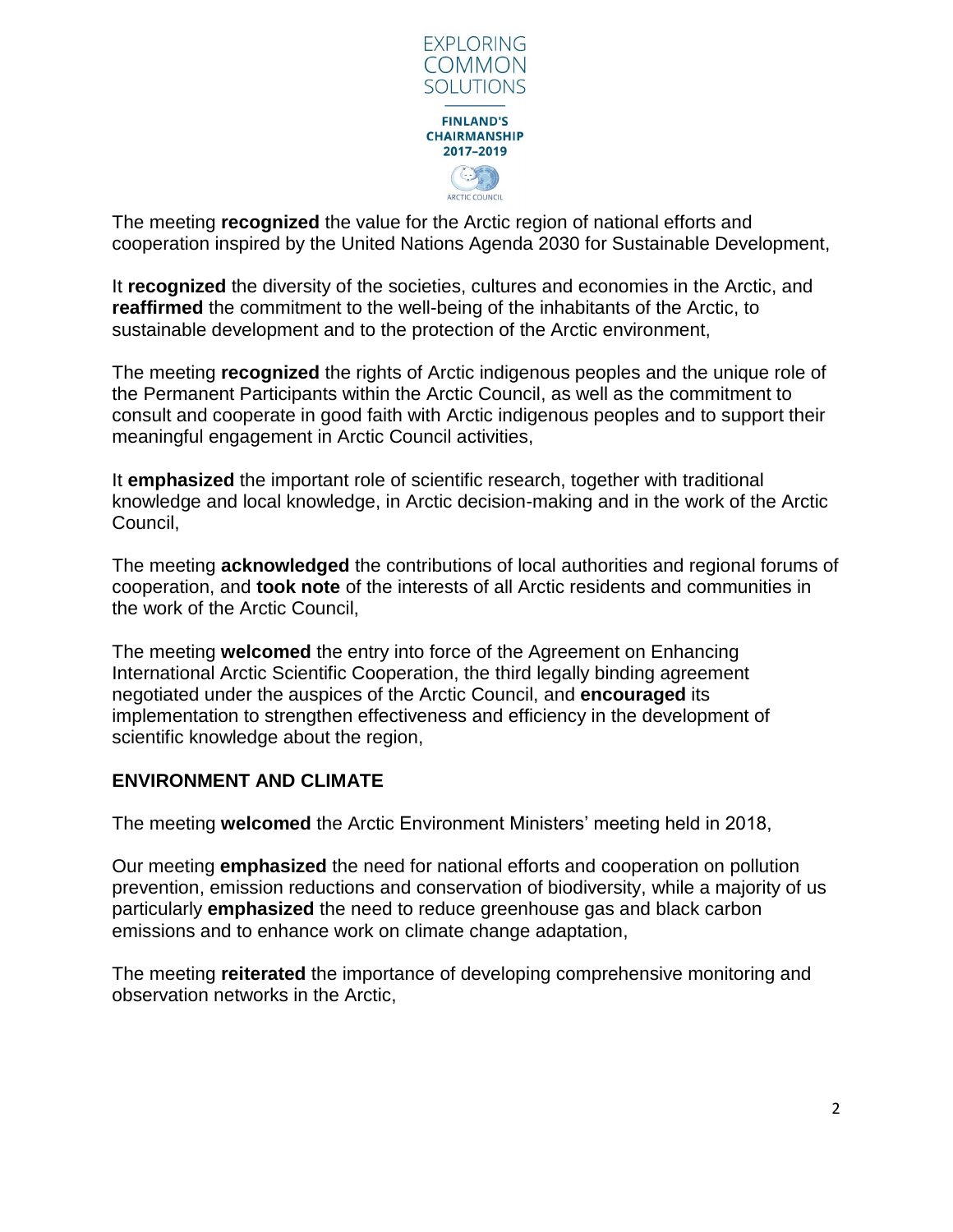The meeting **recognized** the value for the Arctic region of national efforts and cooperation inspired by the United Nations Agenda 2030 for Sustainable Development,

It **recognized** the diversity of the societies, cultures and economies in the Arctic, and **reaffirmed** the commitment to the well-being of the inhabitants of the Arctic, to sustainable development and to the protection of the Arctic environment,

The meeting **recognized** the rights of Arctic indigenous peoples and the unique role of the Permanent Participants within the Arctic Council, as well as the commitment to consult and cooperate in good faith with Arctic indigenous peoples and to support their meaningful engagement in Arctic Council activities,

It **emphasized** the important role of scientific research, together with traditional knowledge and local knowledge, in Arctic decision-making and in the work of the Arctic Council,

The meeting **acknowledged** the contributions of local authorities and regional forums of cooperation, and **took note** of the interests of all Arctic residents and communities in the work of the Arctic Council,

The meeting **welcomed** the entry into force of the Agreement on Enhancing International Arctic Scientific Cooperation, the third legally binding agreement negotiated under the auspices of the Arctic Council, and **encouraged** its implementation to strengthen effectiveness and efficiency in the development of scientific knowledge about the region,

## ENVIRONMENT AND CLIMATE

The meeting **welcomed** the Arctic Environment Ministers' meeting held in 2018,

Our meeting **emphasized** the need for national efforts and cooperation on pollution prevention, emission reductions and conservation of biodiversity, while a majority of us particularly **emphasized** the need to reduce greenhouse gas and black carbon emissions and to enhance work on climate change adaptation,

The meeting **reiterated** the importance of developing comprehensive monitoring and observation networks in the Arctic,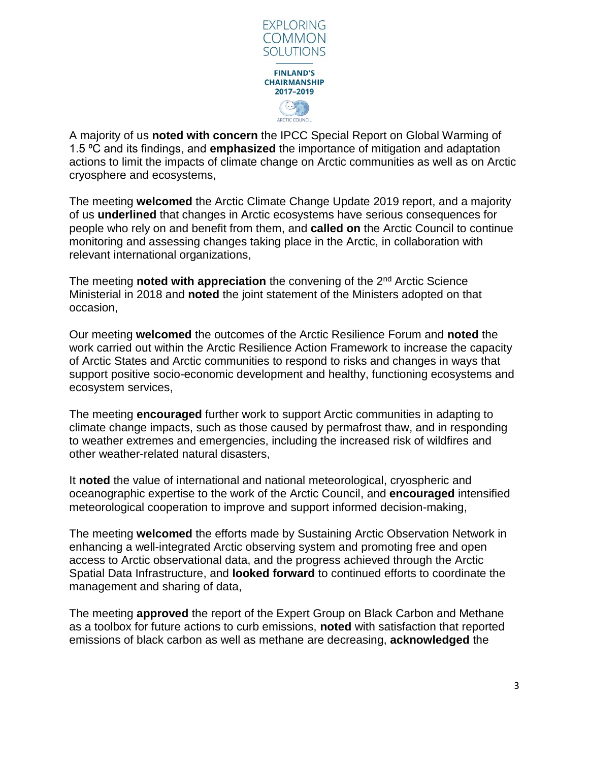A majority of us **noted with concern** the IPCC Special Report on Global Warming of 1.5 ºC and its findings, and **emphasized** the importance of mitigation and adaptation actions to limit the impacts of climate change on Arctic communities as well as on Arctic cryosphere and ecosystems,

The meeting **welcomed** the Arctic Climate Change Update 2019 report, and a majority of us **underlined** that changes in Arctic ecosystems have serious consequences for people who rely on and benefit from them, and **called on** the Arctic Council to continue monitoring and assessing changes taking place in the Arctic, in collaboration with relevant international organizations,

The meeting **noted with appreciation** the convening of the 2nd Arctic Science Ministerial in 2018 and **noted** the joint statement of the Ministers adopted on that occasion,

Our meeting **welcomed** the outcomes of the Arctic Resilience Forum and **noted** the work carried out within the Arctic Resilience Action Framework to increase the capacity of Arctic States and Arctic communities to respond to risks and changes in ways that support positive socio-economic development and healthy, functioning ecosystems and ecosystem services,

The meeting **encouraged** further work to support Arctic communities in adapting to climate change impacts, such as those caused by permafrost thaw, and in responding to weather extremes and emergencies, including the increased risk of wildfires and other weather-related natural disasters,

It **noted** the value of international and national meteorological, cryospheric and oceanographic expertise to the work of the Arctic Council, and **encouraged** intensified meteorological cooperation to improve and support informed decision-making,

The meeting **welcomed** the efforts made by Sustaining Arctic Observation Network in enhancing a well-integrated Arctic observing system and promoting free and open access to Arctic observational data, and the progress achieved through the Arctic Spatial Data Infrastructure, and **looked forward** to continued efforts to coordinate the management and sharing of data,

The meeting **approved** the report of the Expert Group on Black Carbon and Methane as a toolbox for future actions to curb emissions, **noted** with satisfaction that reported emissions of black carbon as well as methane are decreasing, **acknowledged** the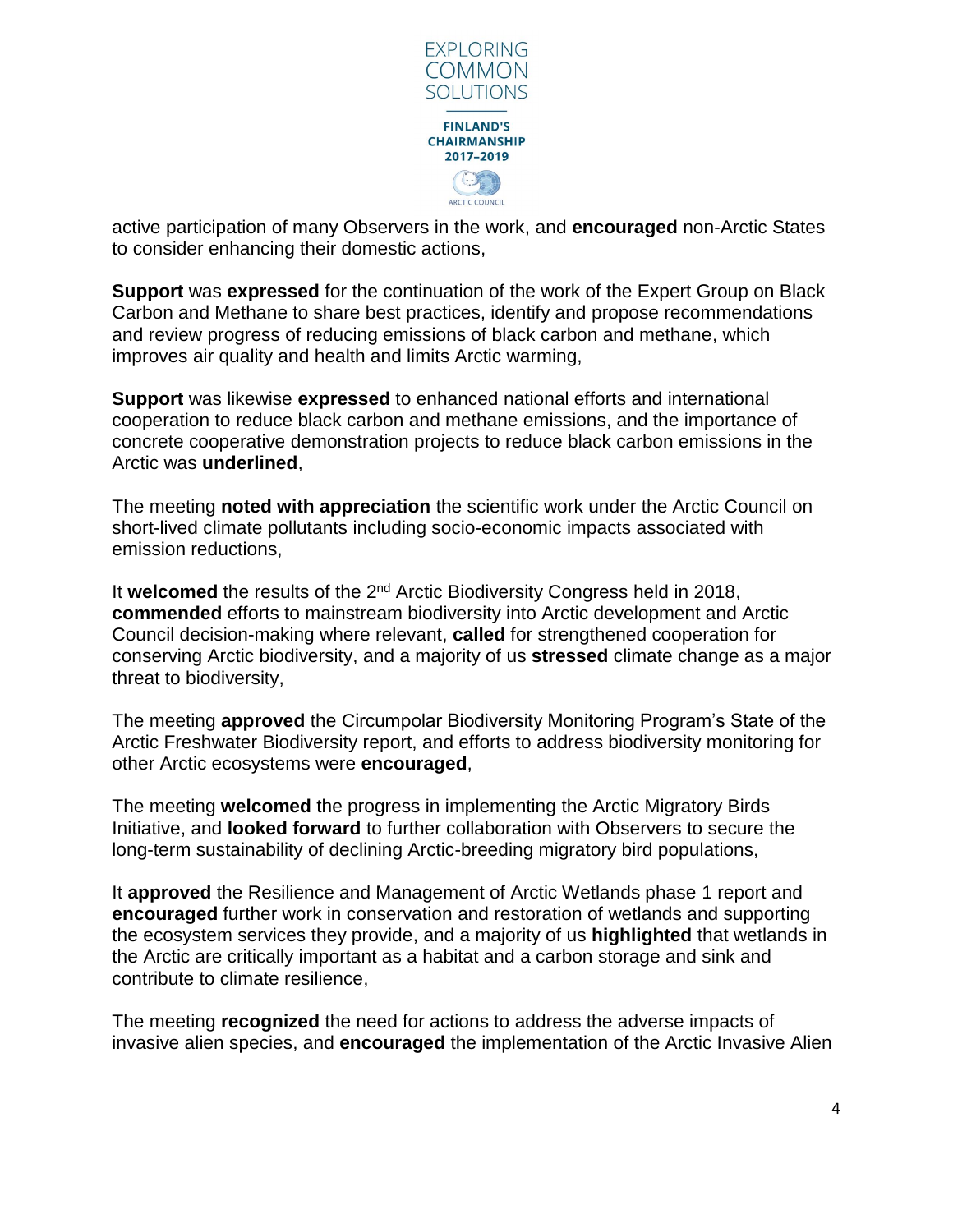active participation of many Observers in the work, and **encouraged** non-Arctic States to consider enhancing their domestic actions,

**Support** was **expressed** for the continuation of the work of the Expert Group on Black Carbon and Methane to share best practices, identify and propose recommendations and review progress of reducing emissions of black carbon and methane, which improves air quality and health and limits Arctic warming,

**Support** was likewise **expressed** to enhanced national efforts and international cooperation to reduce black carbon and methane emissions, and the importance of concrete cooperative demonstration projects to reduce black carbon emissions in the Arctic was **underlined**,

The meeting **noted with appreciation** the scientific work under the Arctic Council on short-lived climate pollutants including socio-economic impacts associated with emission reductions,

It **welcomed** the results of the 2nd Arctic Biodiversity Congress held in 2018, **commended** efforts to mainstream biodiversity into Arctic development and Arctic Council decision-making where relevant, **called** for strengthened cooperation for conserving Arctic biodiversity, and a majority of us **stressed** climate change as a major threat to biodiversity,

The meeting **approved** the Circumpolar Biodiversity Monitoring Program's State of the Arctic Freshwater Biodiversity report, and efforts to address biodiversity monitoring for other Arctic ecosystems were **encouraged**,

The meeting **welcomed** the progress in implementing the Arctic Migratory Birds Initiative, and **looked forward** to further collaboration with Observers to secure the long-term sustainability of declining Arctic-breeding migratory bird populations,

It **approved** the Resilience and Management of Arctic Wetlands phase 1 report and **encouraged** further work in conservation and restoration of wetlands and supporting the ecosystem services they provide, and a majority of us **highlighted** that wetlands in the Arctic are critically important as a habitat and a carbon storage and sink and contribute to climate resilience,

The meeting **recognized** the need for actions to address the adverse impacts of invasive alien species, and **encouraged** the implementation of the Arctic Invasive Alien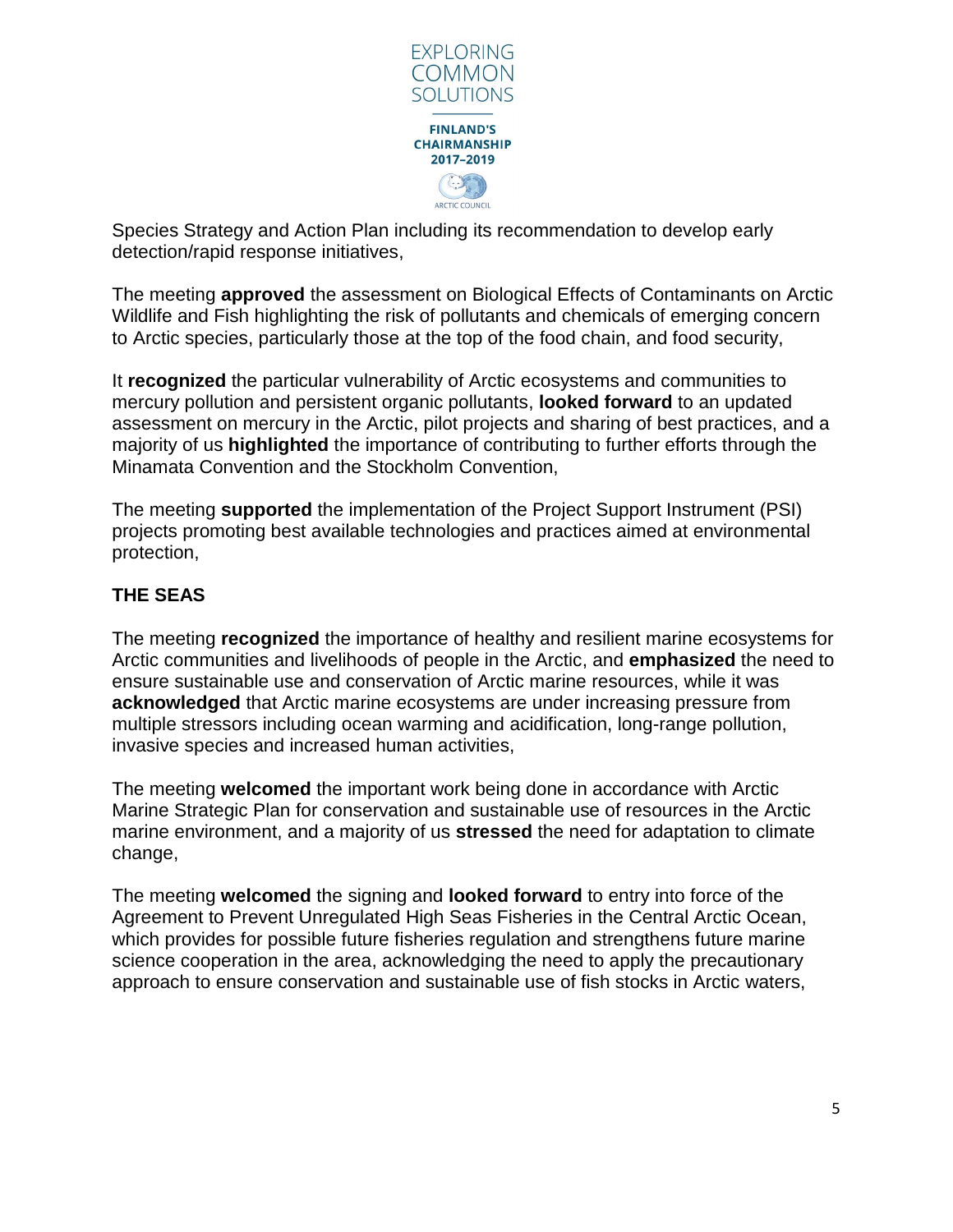Species Strategy and Action Plan including its recommendation to develop early detection/rapid response initiatives,

The meeting **approved** the assessment on Biological Effects of Contaminants on Arctic Wildlife and Fish highlighting the risk of pollutants and chemicals of emerging concern to Arctic species, particularly those at the top of the food chain, and food security,

It **recognized** the particular vulnerability of Arctic ecosystems and communities to mercury pollution and persistent organic pollutants, **looked forward** to an updated assessment on mercury in the Arctic, pilot projects and sharing of best practices, and a majority of us **highlighted** the importance of contributing to further efforts through the Minamata Convention and the Stockholm Convention,

The meeting **supported** the implementation of the Project Support Instrument (PSI) projects promoting best available technologies and practices aimed at environmental protection,

## THE SEAS

The meeting **recognized** the importance of healthy and resilient marine ecosystems for Arctic communities and livelihoods of people in the Arctic, and **emphasized** the need to ensure sustainable use and conservation of Arctic marine resources, while it was **acknowledged** that Arctic marine ecosystems are under increasing pressure from multiple stressors including ocean warming and acidification, long-range pollution, invasive species and increased human activities,

The meeting **welcomed** the important work being done in accordance with Arctic Marine Strategic Plan for conservation and sustainable use of resources in the Arctic marine environment, and a majority of us **stressed** the need for adaptation to climate change,

The meeting **welcomed** the signing and **looked forward** to entry into force of the Agreement to Prevent Unregulated High Seas Fisheries in the Central Arctic Ocean, which provides for possible future fisheries regulation and strengthens future marine science cooperation in the area, acknowledging the need to apply the precautionary approach to ensure conservation and sustainable use of fish stocks in Arctic waters,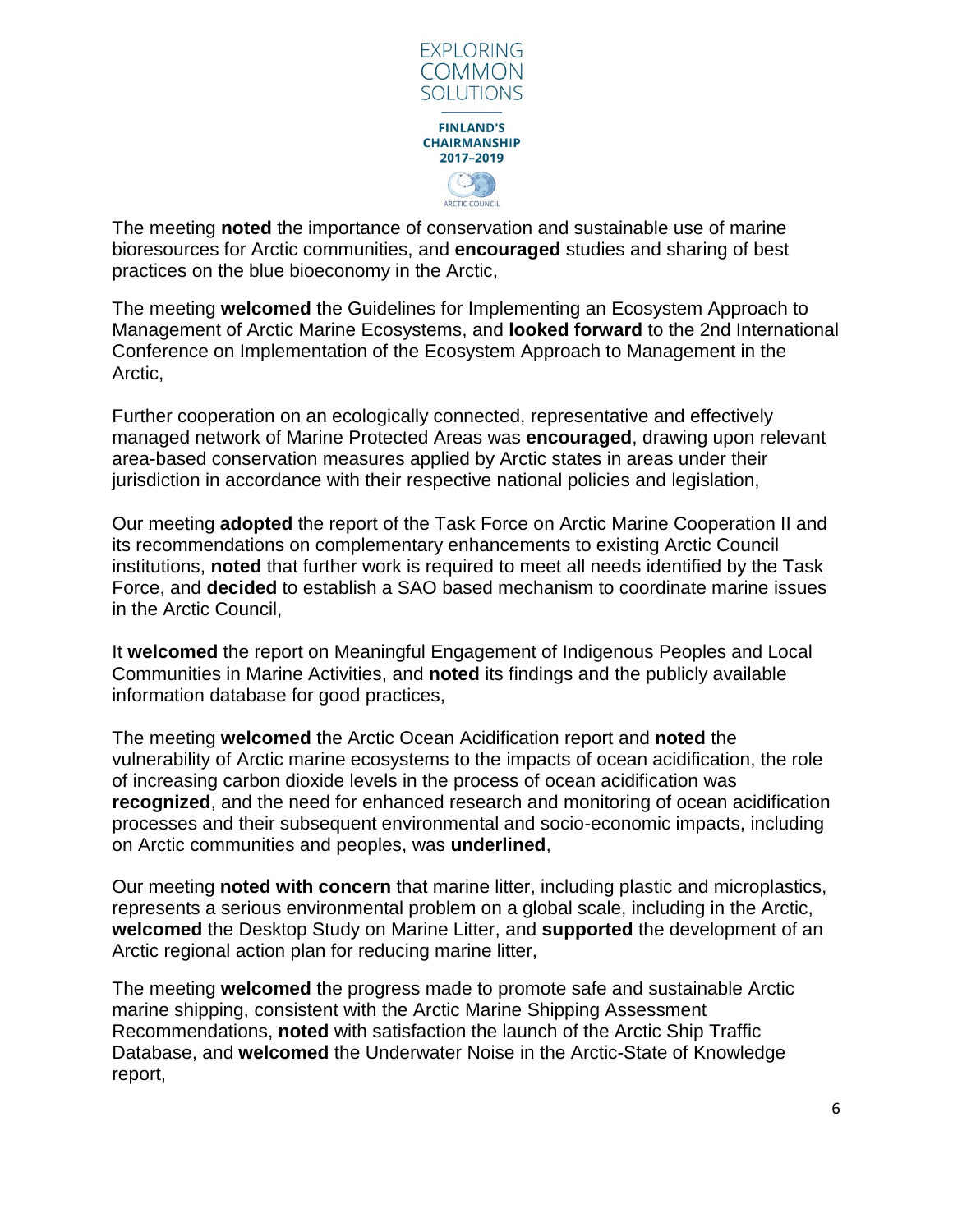The meeting **noted** the importance of conservation and sustainable use of marine bioresources for Arctic communities, and **encouraged** studies and sharing of best practices on the blue bioeconomy in the Arctic,

The meeting **welcomed** the Guidelines for Implementing an Ecosystem Approach to Management of Arctic Marine Ecosystems, and **looked forward** to the 2nd International Conference on Implementation of the Ecosystem Approach to Management in the Arctic,

Further cooperation on an ecologically connected, representative and effectively managed network of Marine Protected Areas was **encouraged**, drawing upon relevant area-based conservation measures applied by Arctic states in areas under their jurisdiction in accordance with their respective national policies and legislation,

Our meeting **adopted** the report of the Task Force on Arctic Marine Cooperation II and its recommendations on complementary enhancements to existing Arctic Council institutions, **noted** that further work is required to meet all needs identified by the Task Force, and **decided** to establish a SAO based mechanism to coordinate marine issues in the Arctic Council,

It **welcomed** the report on Meaningful Engagement of Indigenous Peoples and Local Communities in Marine Activities, and **noted** its findings and the publicly available information database for good practices,

The meeting **welcomed** the Arctic Ocean Acidification report and **noted** the vulnerability of Arctic marine ecosystems to the impacts of ocean acidification, the role of increasing carbon dioxide levels in the process of ocean acidification was **recognized**, and the need for enhanced research and monitoring of ocean acidification processes and their subsequent environmental and socio-economic impacts, including on Arctic communities and peoples, was **underlined**,

Our meeting **noted with concern** that marine litter, including plastic and microplastics, represents a serious environmental problem on a global scale, including in the Arctic, **welcomed** the Desktop Study on Marine Litter, and **supported** the development of an Arctic regional action plan for reducing marine litter,

The meeting **welcomed** the progress made to promote safe and sustainable Arctic marine shipping, consistent with the Arctic Marine Shipping Assessment Recommendations, **noted** with satisfaction the launch of the Arctic Ship Traffic Database, and **welcomed** the Underwater Noise in the Arctic-State of Knowledge report,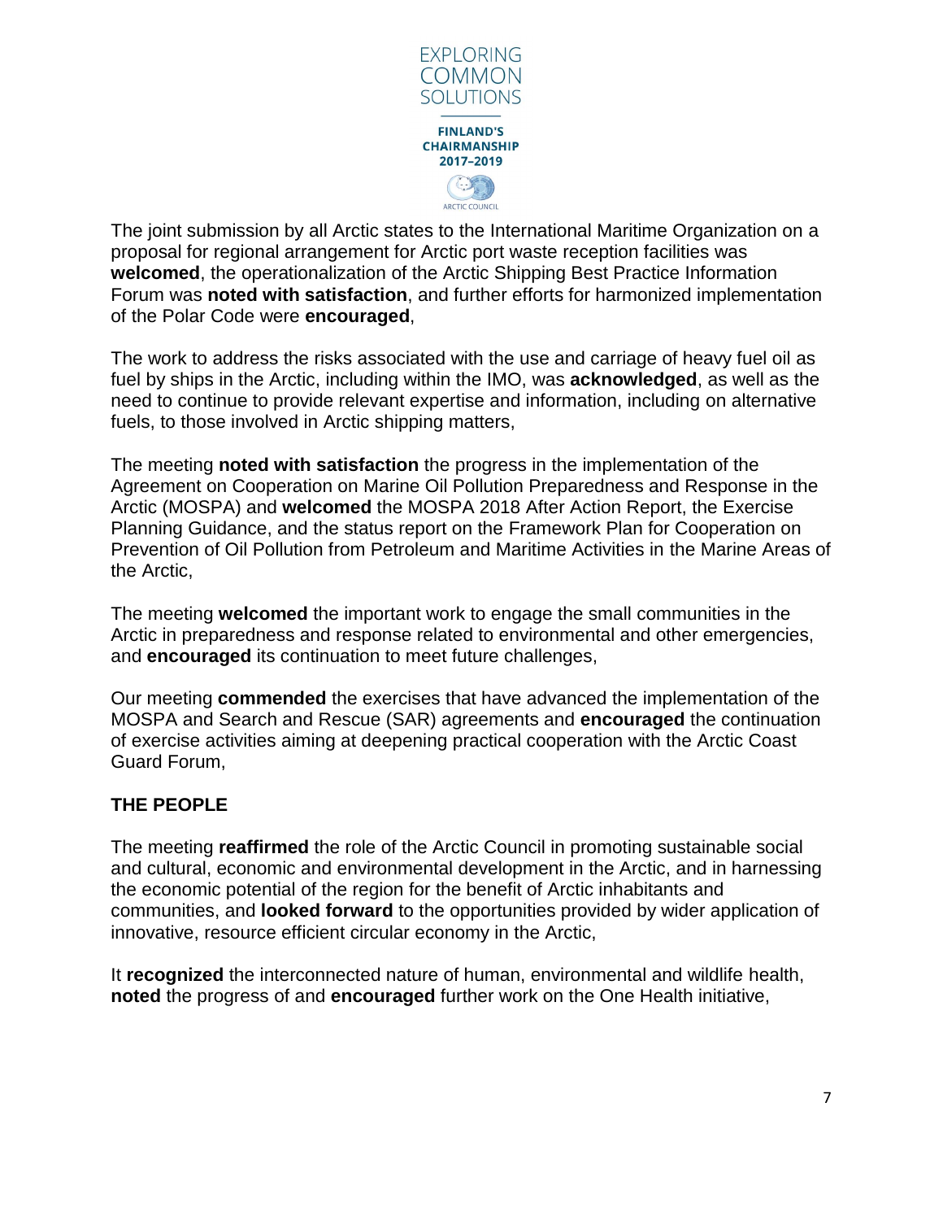The joint submission by all Arctic states to the International Maritime Organization on a proposal for regional arrangement for Arctic port waste reception facilities was **welcomed**, the operationalization of the Arctic Shipping Best Practice Information Forum was **noted with satisfaction**, and further efforts for harmonized implementation of the Polar Code were **encouraged**,

The work to address the risks associated with the use and carriage of heavy fuel oil as fuel by ships in the Arctic, including within the IMO, was **acknowledged**, as well as the need to continue to provide relevant expertise and information, including on alternative fuels, to those involved in Arctic shipping matters,

The meeting **noted with satisfaction** the progress in the implementation of the Agreement on Cooperation on Marine Oil Pollution Preparedness and Response in the Arctic (MOSPA) and **welcomed** the MOSPA 2018 After Action Report, the Exercise Planning Guidance, and the status report on the Framework Plan for Cooperation on Prevention of Oil Pollution from Petroleum and Maritime Activities in the Marine Areas of the Arctic,

The meeting **welcomed** the important work to engage the small communities in the Arctic in preparedness and response related to environmental and other emergencies, and **encouraged** its continuation to meet future challenges,

Our meeting **commended** the exercises that have advanced the implementation of the MOSPA and Search and Rescue (SAR) agreements and **encouraged** the continuation of exercise activities aiming at deepening practical cooperation with the Arctic Coast Guard Forum,

## THE PEOPLE

The meeting **reaffirmed** the role of the Arctic Council in promoting sustainable social and cultural, economic and environmental development in the Arctic, and in harnessing the economic potential of the region for the benefit of Arctic inhabitants and communities, and **looked forward** to the opportunities provided by wider application of innovative, resource efficient circular economy in the Arctic,

It **recognized** the interconnected nature of human, environmental and wildlife health, **noted** the progress of and **encouraged** further work on the One Health initiative,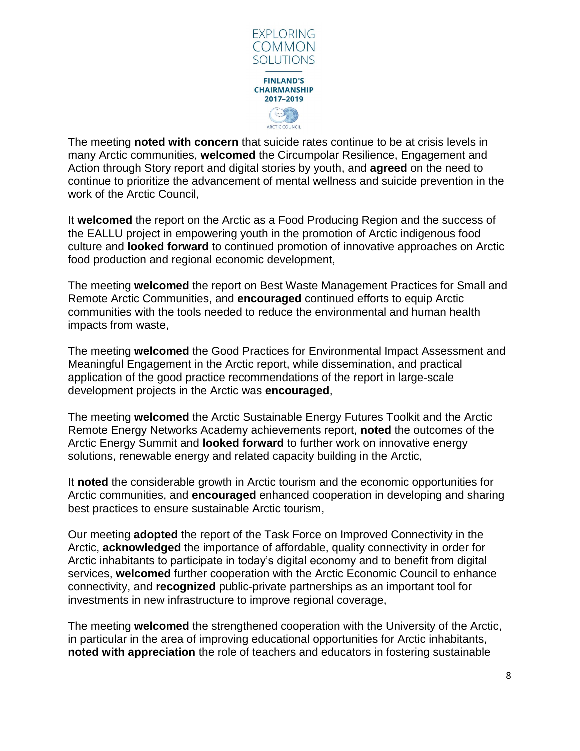The meeting **noted with concern** that suicide rates continue to be at crisis levels in many Arctic communities, **welcomed** the Circumpolar Resilience, Engagement and Action through Story report and digital stories by youth, and **agreed** on the need to continue to prioritize the advancement of mental wellness and suicide prevention in the work of the Arctic Council,

It **welcomed** the report on the Arctic as a Food Producing Region and the success of the EALLU project in empowering youth in the promotion of Arctic indigenous food culture and **looked forward** to continued promotion of innovative approaches on Arctic food production and regional economic development,

The meeting **welcomed** the report on Best Waste Management Practices for Small and Remote Arctic Communities, and **encouraged** continued efforts to equip Arctic communities with the tools needed to reduce the environmental and human health impacts from waste,

The meeting **welcomed** the Good Practices for Environmental Impact Assessment and Meaningful Engagement in the Arctic report, while dissemination, and practical application of the good practice recommendations of the report in large-scale development projects in the Arctic was **encouraged**,

The meeting **welcomed** the Arctic Sustainable Energy Futures Toolkit and the Arctic Remote Energy Networks Academy achievements report, **noted** the outcomes of the Arctic Energy Summit and **looked forward** to further work on innovative energy solutions, renewable energy and related capacity building in the Arctic,

It **noted** the considerable growth in Arctic tourism and the economic opportunities for Arctic communities, and **encouraged** enhanced cooperation in developing and sharing best practices to ensure sustainable Arctic tourism,

Our meeting **adopted** the report of the Task Force on Improved Connectivity in the Arctic, **acknowledged** the importance of affordable, quality connectivity in order for Arctic inhabitants to participate in today's digital economy and to benefit from digital services, **welcomed** further cooperation with the Arctic Economic Council to enhance connectivity, and **recognized** public-private partnerships as an important tool for investments in new infrastructure to improve regional coverage,

The meeting **welcomed** the strengthened cooperation with the University of the Arctic, in particular in the area of improving educational opportunities for Arctic inhabitants, **noted with appreciation** the role of teachers and educators in fostering sustainable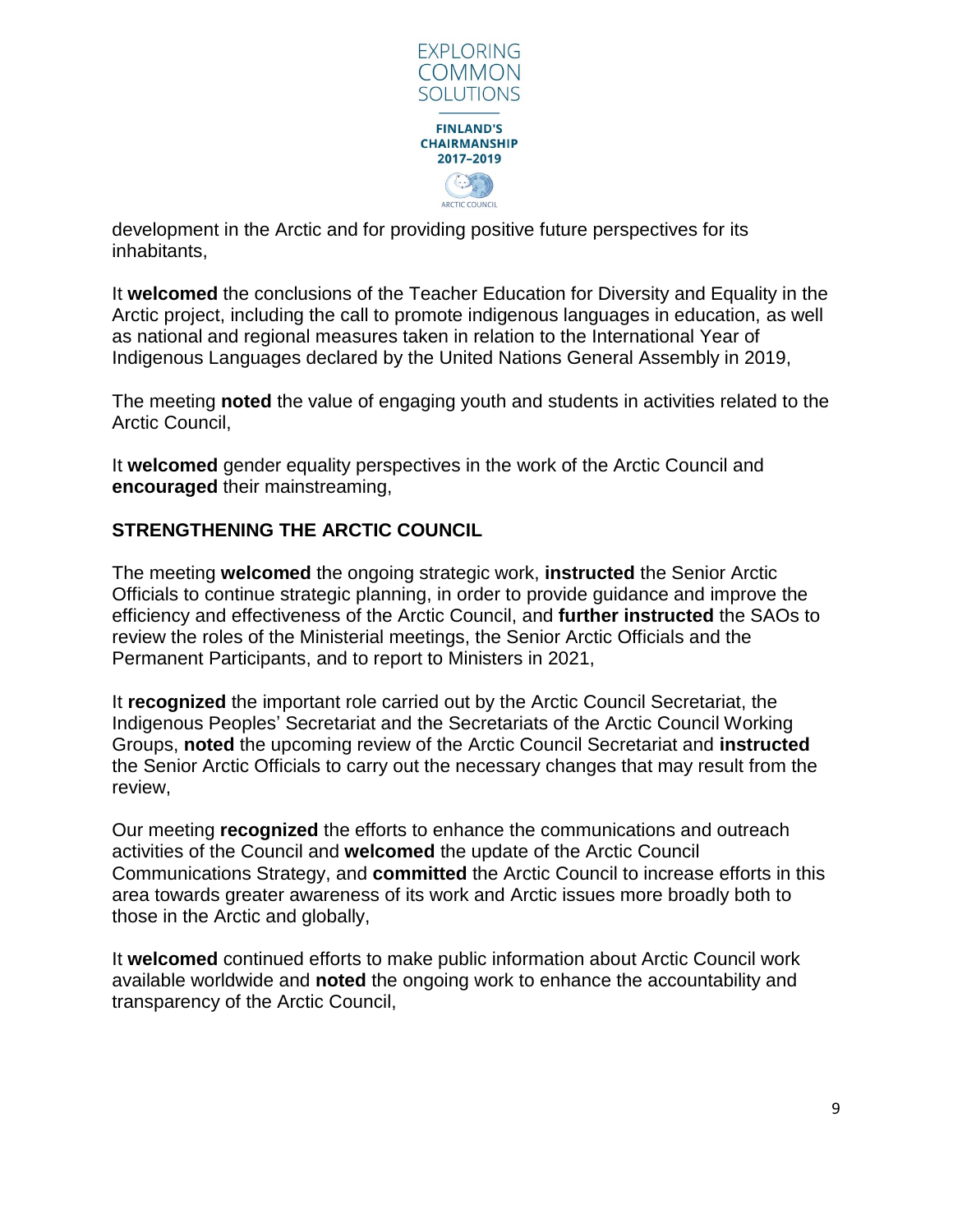development in the Arctic and for providing positive future perspectives for its inhabitants,

It **welcomed** the conclusions of the Teacher Education for Diversity and Equality in the Arctic project, including the call to promote indigenous languages in education, as well as national and regional measures taken in relation to the International Year of Indigenous Languages declared by the United Nations General Assembly in 2019,

The meeting **noted** the value of engaging youth and students in activities related to the Arctic Council,

It **welcomed** gender equality perspectives in the work of the Arctic Council and **encouraged** their mainstreaming,

## STRENGTHENING THE ARCTIC COUNCIL

The meeting **welcomed** the ongoing strategic work, **instructed** the Senior Arctic Officials to continue strategic planning, in order to provide guidance and improve the efficiency and effectiveness of the Arctic Council, and **further instructed** the SAOs to review the roles of the Ministerial meetings, the Senior Arctic Officials and the Permanent Participants, and to report to Ministers in 2021,

It **recognized** the important role carried out by the Arctic Council Secretariat, the Indigenous Peoples' Secretariat and the Secretariats of the Arctic Council Working Groups, **noted** the upcoming review of the Arctic Council Secretariat and **instructed** the Senior Arctic Officials to carry out the necessary changes that may result from the review,

Our meeting **recognized** the efforts to enhance the communications and outreach activities of the Council and **welcomed** the update of the Arctic Council Communications Strategy, and **committed** the Arctic Council to increase efforts in this area towards greater awareness of its work and Arctic issues more broadly both to those in the Arctic and globally,

It **welcomed** continued efforts to make public information about Arctic Council work available worldwide and **noted** the ongoing work to enhance the accountability and transparency of the Arctic Council,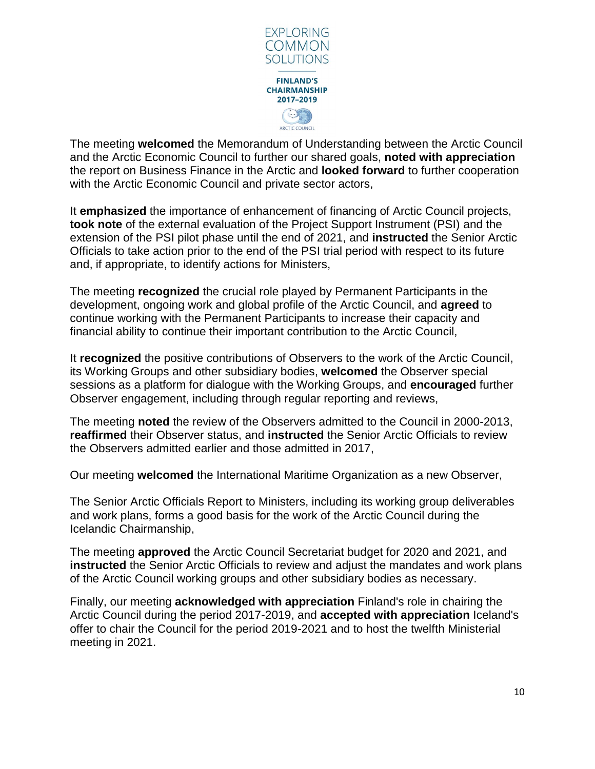The meeting **welcomed** the Memorandum of Understanding between the Arctic Council and the Arctic Economic Council to further our shared goals, **noted with appreciation** the report on Business Finance in the Arctic and **looked forward** to further cooperation with the Arctic Economic Council and private sector actors,

It **emphasized** the importance of enhancement of financing of Arctic Council projects, **took note** of the external evaluation of the Project Support Instrument (PSI) and the extension of the PSI pilot phase until the end of 2021, and **instructed** the Senior Arctic Officials to take action prior to the end of the PSI trial period with respect to its future and, if appropriate, to identify actions for Ministers,

The meeting **recognized** the crucial role played by Permanent Participants in the development, ongoing work and global profile of the Arctic Council, and **agreed** to continue working with the Permanent Participants to increase their capacity and financial ability to continue their important contribution to the Arctic Council,

It **recognized** the positive contributions of Observers to the work of the Arctic Council, its Working Groups and other subsidiary bodies, **welcomed** the Observer special sessions as a platform for dialogue with the Working Groups, and **encouraged** further Observer engagement, including through regular reporting and reviews,

The meeting **noted** the review of the Observers admitted to the Council in 2000-2013, **reaffirmed** their Observer status, and **instructed** the Senior Arctic Officials to review the Observers admitted earlier and those admitted in 2017,

Our meeting **welcomed** the International Maritime Organization as a new Observer,

The Senior Arctic Officials Report to Ministers, including its working group deliverables and work plans, forms a good basis for the work of the Arctic Council during the Icelandic Chairmanship,

The meeting **approved** the Arctic Council Secretariat budget for 2020 and 2021, and **instructed** the Senior Arctic Officials to review and adjust the mandates and work plans of the Arctic Council working groups and other subsidiary bodies as necessary.

Finally, our meeting **acknowledged with appreciation** Finland's role in chairing the Arctic Council during the period 2017-2019, and **accepted with appreciation** Iceland's offer to chair the Council for the period 2019-2021 and to host the twelfth Ministerial meeting in 2021.